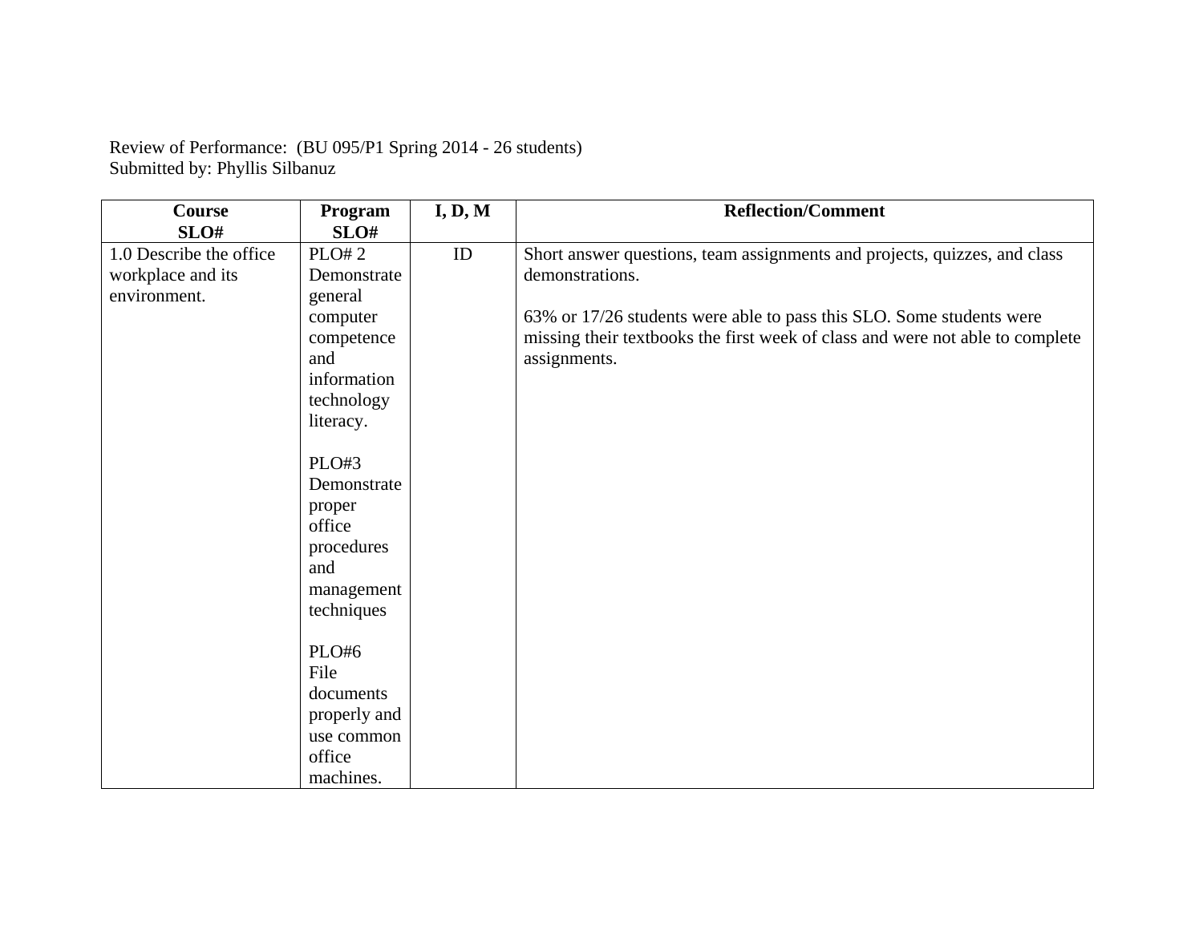Review of Performance: (BU 095/P1 Spring 2014 - 26 students)
Submitted by: Phyllis Silbanuz

| Course SLO# | Program SLO# | I, D, M | Reflection/Comment |
|---|---|---|---|
| 1.0 Describe the office workplace and its environment. | PLO# 2 Demonstrate general computer competence and information technology literacy.<br><br>PLO#3 Demonstrate proper office procedures and management techniques<br><br>PLO#6 File documents properly and use common office machines. | ID | Short answer questions, team assignments and projects, quizzes, and class demonstrations.<br><br>63% or 17/26 students were able to pass this SLO. Some students were missing their textbooks the first week of class and were not able to complete assignments. |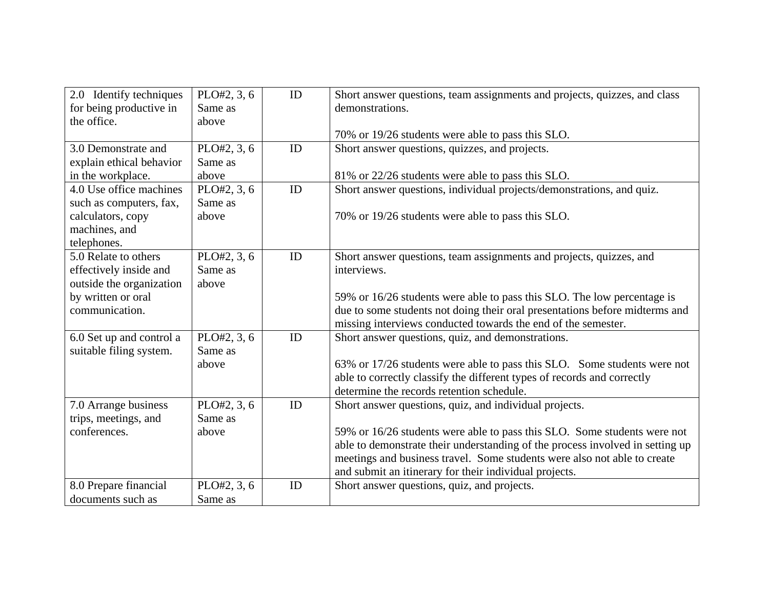| | | | |
|---|---|---|---|
| 2.0 Identify techniques for being productive in the office. | PLO#2, 3, 6 Same as above | ID | Short answer questions, team assignments and projects, quizzes, and class demonstrations.<br><br>70% or 19/26 students were able to pass this SLO. |
| 3.0 Demonstrate and explain ethical behavior in the workplace. | PLO#2, 3, 6 Same as above | ID | Short answer questions, quizzes, and projects.<br><br>81% or 22/26 students were able to pass this SLO. |
| 4.0 Use office machines such as computers, fax, calculators, copy machines, and telephones. | PLO#2, 3, 6 Same as above | ID | Short answer questions, individual projects/demonstrations, and quiz.<br><br>70% or 19/26 students were able to pass this SLO. |
| 5.0 Relate to others effectively inside and outside the organization by written or oral communication. | PLO#2, 3, 6 Same as above | ID | Short answer questions, team assignments and projects, quizzes, and interviews.<br><br>59% or 16/26 students were able to pass this SLO. The low percentage is due to some students not doing their oral presentations before midterms and missing interviews conducted towards the end of the semester. |
| 6.0 Set up and control a suitable filing system. | PLO#2, 3, 6 Same as above | ID | Short answer questions, quiz, and demonstrations.<br><br>63% or 17/26 students were able to pass this SLO. Some students were not able to correctly classify the different types of records and correctly determine the records retention schedule. |
| 7.0 Arrange business trips, meetings, and conferences. | PLO#2, 3, 6 Same as above | ID | Short answer questions, quiz, and individual projects.<br><br>59% or 16/26 students were able to pass this SLO. Some students were not able to demonstrate their understanding of the process involved in setting up meetings and business travel. Some students were also not able to create and submit an itinerary for their individual projects. |
| 8.0 Prepare financial documents such as | PLO#2, 3, 6 Same as | ID | Short answer questions, quiz, and projects. |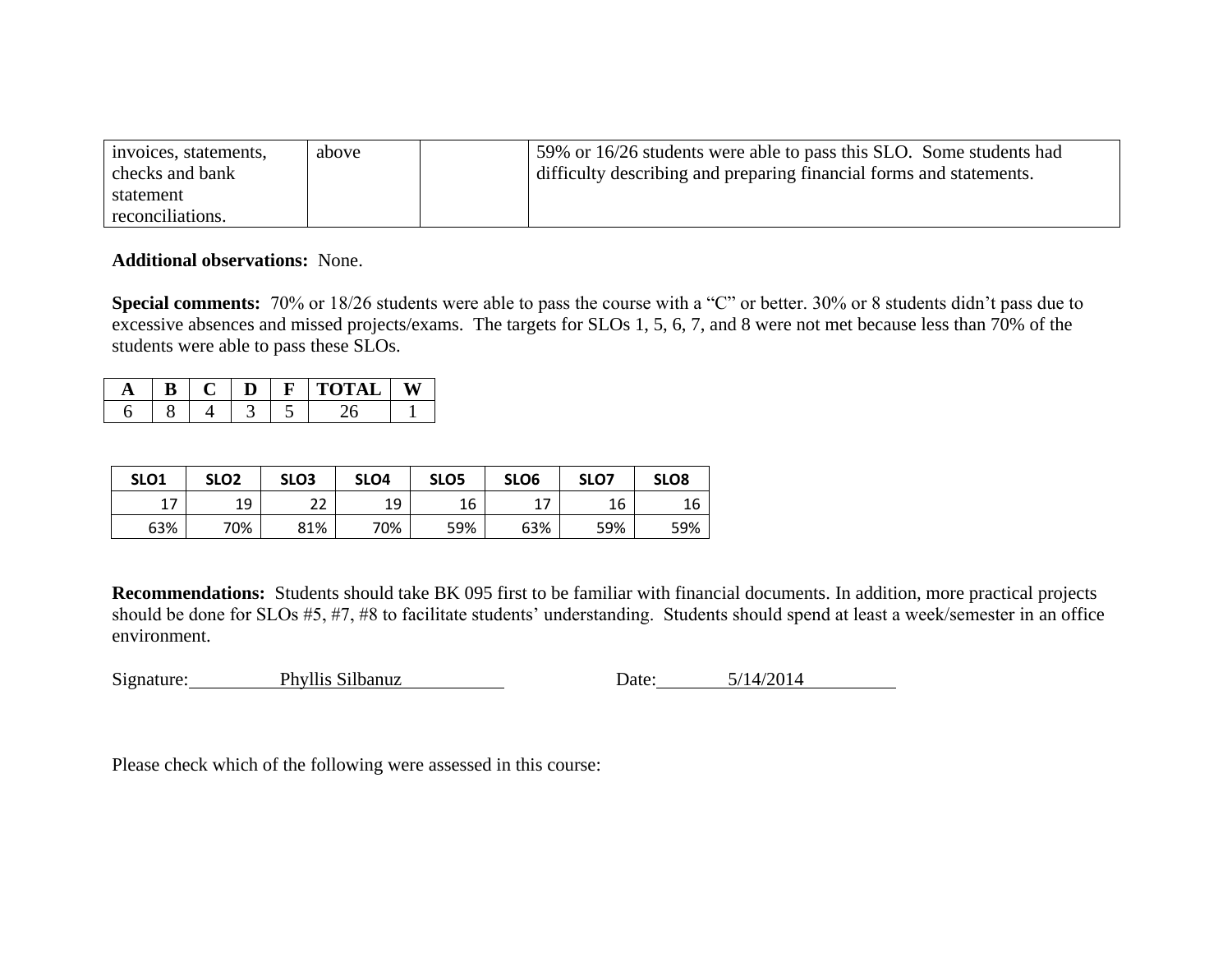| | | | |
|---|---|---|---|
| invoices, statements, checks and bank statement reconciliations. | above | | 59% or 16/26 students were able to pass this SLO. Some students had difficulty describing and preparing financial forms and statements. |

**Additional observations:** None.

**Special comments:** 70% or 18/26 students were able to pass the course with a "C" or better. 30% or 8 students didn't pass due to excessive absences and missed projects/exams. The targets for SLOs 1, 5, 6, 7, and 8 were not met because less than 70% of the students were able to pass these SLOs.

| A | B | C | D | F | TOTAL | W |
|---|---|---|---|---|---|---|
| 6 | 8 | 4 | 3 | 5 | 26 | 1 |

| SLO1 | SLO2 | SLO3 | SLO4 | SLO5 | SLO6 | SLO7 | SLO8 |
|---|---|---|---|---|---|---|---|
| 17 | 19 | 22 | 19 | 16 | 17 | 16 | 16 |
| 63% | 70% | 81% | 70% | 59% | 63% | 59% | 59% |

**Recommendations:** Students should take BK 095 first to be familiar with financial documents. In addition, more practical projects should be done for SLOs #5, #7, #8 to facilitate students' understanding. Students should spend at least a week/semester in an office environment.

Signature: Phyllis Silbanuz Date: 5/14/2014

Please check which of the following were assessed in this course: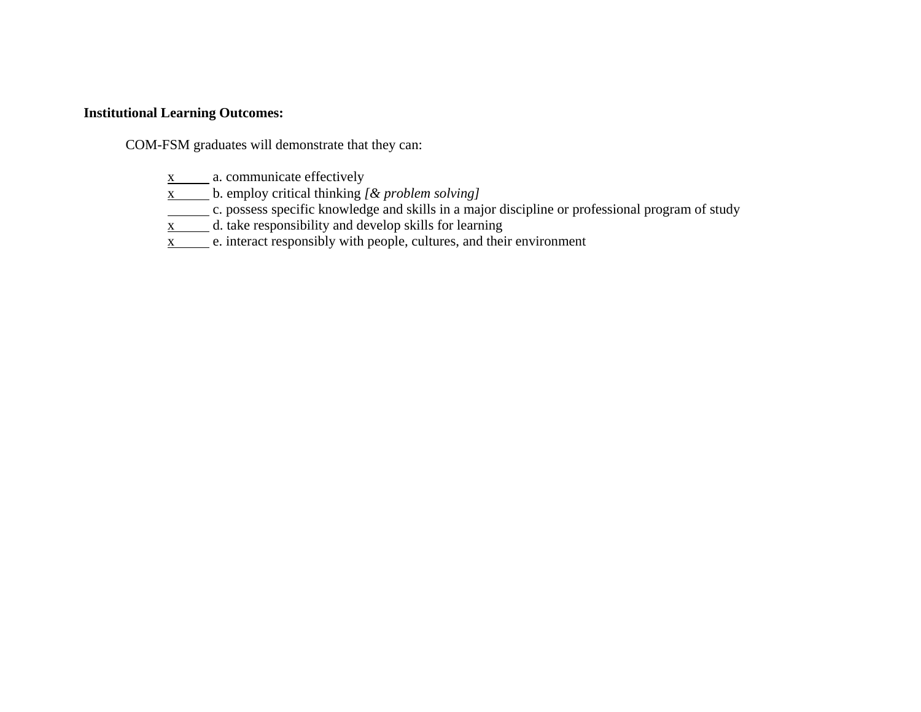**Institutional Learning Outcomes:**

COM-FSM graduates will demonstrate that they can:

x _____ a. communicate effectively
x _____ b. employ critical thinking *[& problem solving]*
______ c. possess specific knowledge and skills in a major discipline or professional program of study
x _____ d. take responsibility and develop skills for learning
x _____ e. interact responsibly with people, cultures, and their environment